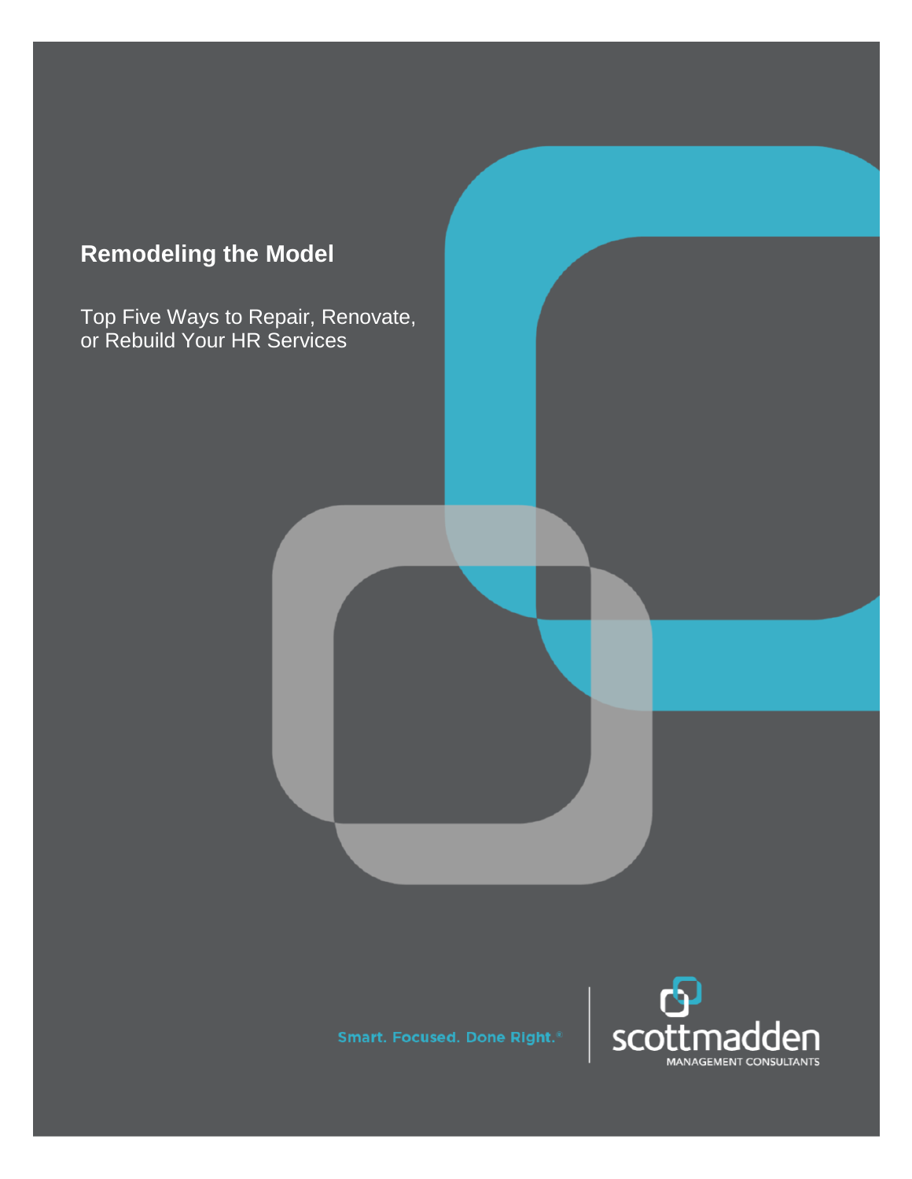# Remodeling the Model

Top Five Ways to Repair, Renovate, or Rebuild Your HR Services

Smart. Focused. Done Right.®

scottmadden
MANAGEMENT CONSULTANTS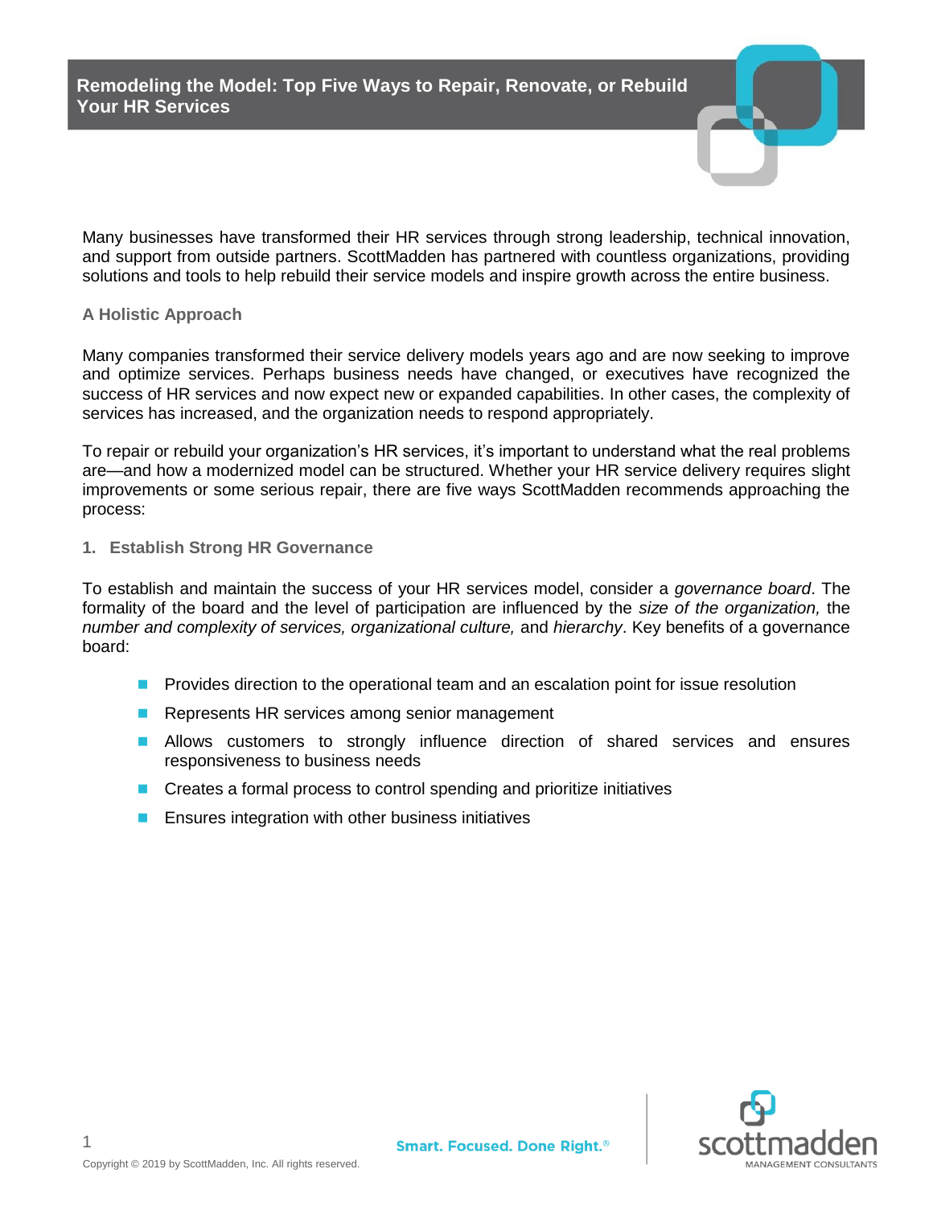# Remodeling the Model: Top Five Ways to Repair, Renovate, or Rebuild Your HR Services

Many businesses have transformed their HR services through strong leadership, technical innovation, and support from outside partners. ScottMadden has partnered with countless organizations, providing solutions and tools to help rebuild their service models and inspire growth across the entire business.

## A Holistic Approach

Many companies transformed their service delivery models years ago and are now seeking to improve and optimize services. Perhaps business needs have changed, or executives have recognized the success of HR services and now expect new or expanded capabilities. In other cases, the complexity of services has increased, and the organization needs to respond appropriately.

To repair or rebuild your organization's HR services, it's important to understand what the real problems are—and how a modernized model can be structured. Whether your HR service delivery requires slight improvements or some serious repair, there are five ways ScottMadden recommends approaching the process:

### 1. Establish Strong HR Governance

To establish and maintain the success of your HR services model, consider a *governance board*. The formality of the board and the level of participation are influenced by the *size of the organization,* the *number and complexity of services, organizational culture,* and *hierarchy*. Key benefits of a governance board:

- Provides direction to the operational team and an escalation point for issue resolution
- Represents HR services among senior management
- Allows customers to strongly influence direction of shared services and ensures responsiveness to business needs
- Creates a formal process to control spending and prioritize initiatives
- Ensures integration with other business initiatives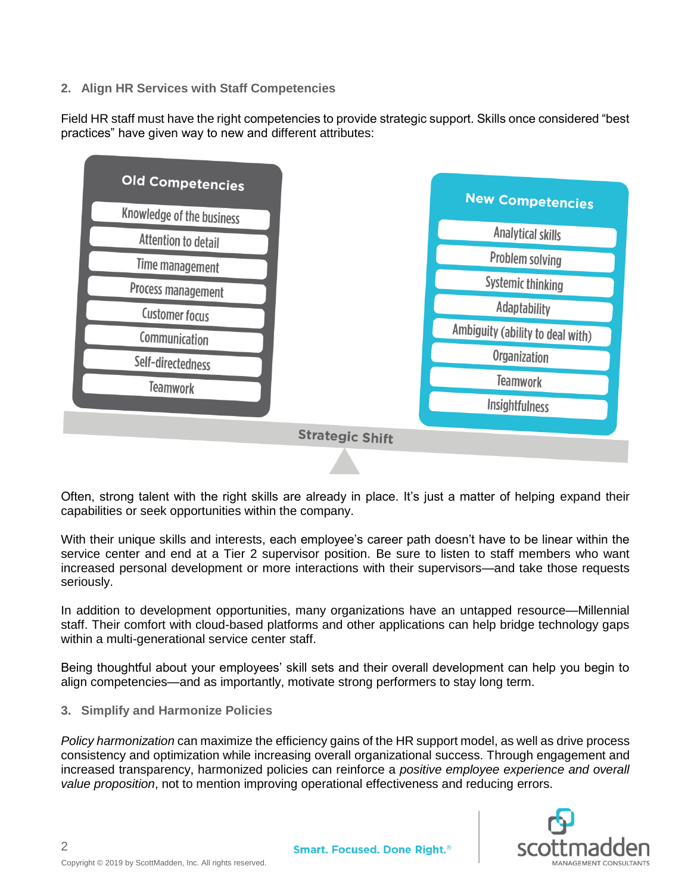### 2. Align HR Services with Staff Competencies

Field HR staff must have the right competencies to provide strategic support. Skills once considered "best practices" have given way to new and different attributes:

| Old Competencies | New Competencies |
|---|---|
| Knowledge of the business | Analytical skills |
| Attention to detail | Problem solving |
| Time management | Systemic thinking |
| Process management | Adaptability |
| Customer focus | Ambiguity (ability to deal with) |
| Communication | Organization |
| Self-directedness | Teamwork |
| Teamwork | Insightfulness |

Strategic Shift

Often, strong talent with the right skills are already in place. It's just a matter of helping expand their capabilities or seek opportunities within the company.

With their unique skills and interests, each employee's career path doesn't have to be linear within the service center and end at a Tier 2 supervisor position. Be sure to listen to staff members who want increased personal development or more interactions with their supervisors—and take those requests seriously.

In addition to development opportunities, many organizations have an untapped resource—Millennial staff. Their comfort with cloud-based platforms and other applications can help bridge technology gaps within a multi-generational service center staff.

Being thoughtful about your employees' skill sets and their overall development can help you begin to align competencies—and as importantly, motivate strong performers to stay long term.

### 3. Simplify and Harmonize Policies

*Policy harmonization* can maximize the efficiency gains of the HR support model, as well as drive process consistency and optimization while increasing overall organizational success. Through engagement and increased transparency, harmonized policies can reinforce a *positive employee experience and overall value proposition*, not to mention improving operational effectiveness and reducing errors.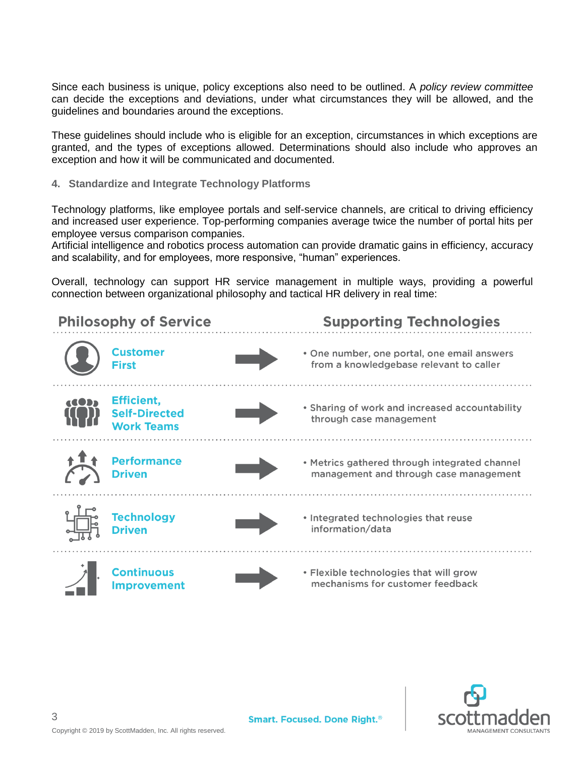Since each business is unique, policy exceptions also need to be outlined. A *policy review committee* can decide the exceptions and deviations, under what circumstances they will be allowed, and the guidelines and boundaries around the exceptions.

These guidelines should include who is eligible for an exception, circumstances in which exceptions are granted, and the types of exceptions allowed. Determinations should also include who approves an exception and how it will be communicated and documented.

#### 4. Standardize and Integrate Technology Platforms

Technology platforms, like employee portals and self-service channels, are critical to driving efficiency and increased user experience. Top-performing companies average twice the number of portal hits per employee versus comparison companies.
Artificial intelligence and robotics process automation can provide dramatic gains in efficiency, accuracy and scalability, and for employees, more responsive, "human" experiences.

Overall, technology can support HR service management in multiple ways, providing a powerful connection between organizational philosophy and tactical HR delivery in real time:

| Philosophy of Service | Supporting Technologies |
|---|---|
| Customer First | • One number, one portal, one email answers from a knowledgebase relevant to caller |
| Efficient, Self-Directed Work Teams | • Sharing of work and increased accountability through case management |
| Performance Driven | • Metrics gathered through integrated channel management and through case management |
| Technology Driven | • Integrated technologies that reuse information/data |
| Continuous Improvement | • Flexible technologies that will grow mechanisms for customer feedback |

Copyright © 2019 by ScottMadden, Inc. All rights reserved.

Smart. Focused. Done Right.®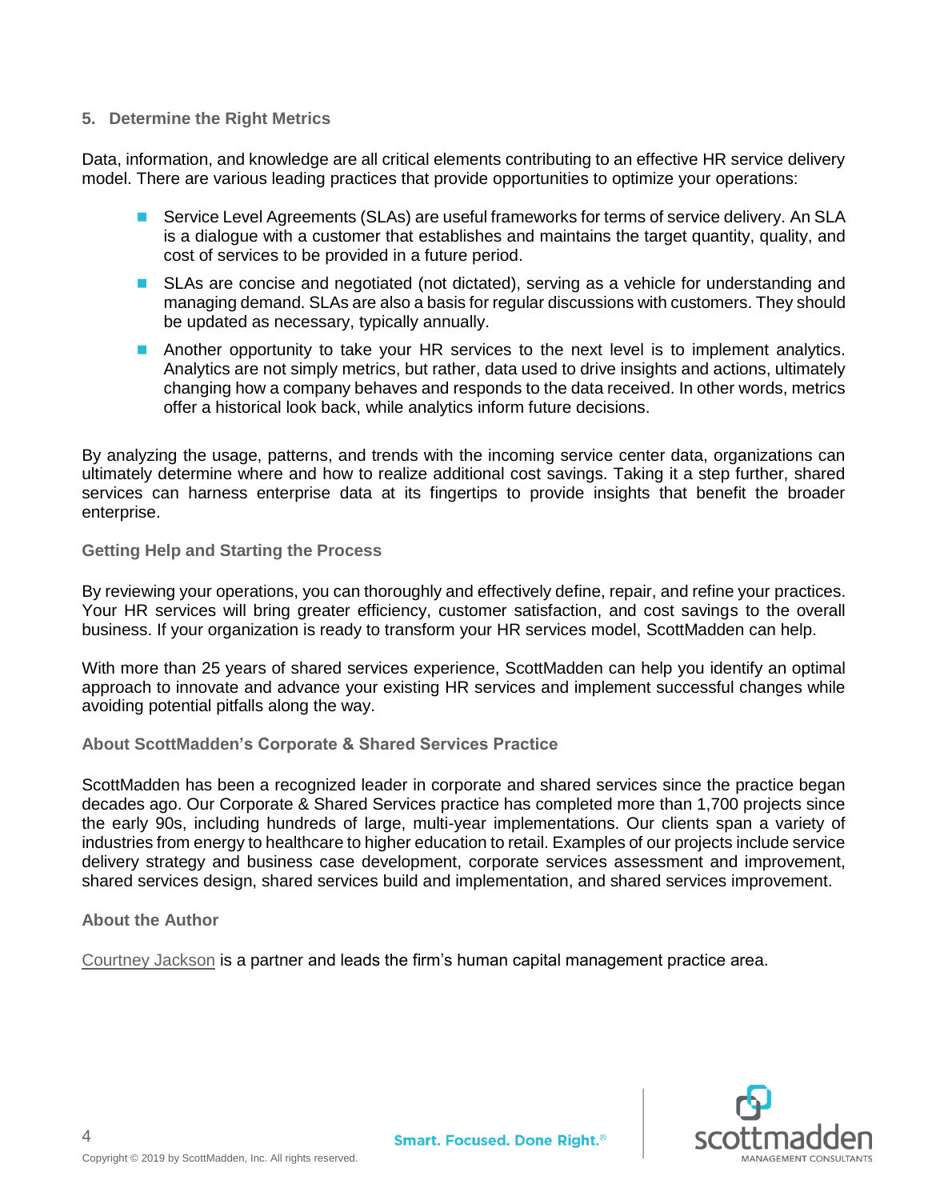### 5. Determine the Right Metrics

Data, information, and knowledge are all critical elements contributing to an effective HR service delivery model. There are various leading practices that provide opportunities to optimize your operations:

- Service Level Agreements (SLAs) are useful frameworks for terms of service delivery. An SLA is a dialogue with a customer that establishes and maintains the target quantity, quality, and cost of services to be provided in a future period.
- SLAs are concise and negotiated (not dictated), serving as a vehicle for understanding and managing demand. SLAs are also a basis for regular discussions with customers. They should be updated as necessary, typically annually.
- Another opportunity to take your HR services to the next level is to implement analytics. Analytics are not simply metrics, but rather, data used to drive insights and actions, ultimately changing how a company behaves and responds to the data received. In other words, metrics offer a historical look back, while analytics inform future decisions.

By analyzing the usage, patterns, and trends with the incoming service center data, organizations can ultimately determine where and how to realize additional cost savings. Taking it a step further, shared services can harness enterprise data at its fingertips to provide insights that benefit the broader enterprise.

### Getting Help and Starting the Process

By reviewing your operations, you can thoroughly and effectively define, repair, and refine your practices. Your HR services will bring greater efficiency, customer satisfaction, and cost savings to the overall business. If your organization is ready to transform your HR services model, ScottMadden can help.

With more than 25 years of shared services experience, ScottMadden can help you identify an optimal approach to innovate and advance your existing HR services and implement successful changes while avoiding potential pitfalls along the way.

### About ScottMadden's Corporate & Shared Services Practice

ScottMadden has been a recognized leader in corporate and shared services since the practice began decades ago. Our Corporate & Shared Services practice has completed more than 1,700 projects since the early 90s, including hundreds of large, multi-year implementations. Our clients span a variety of industries from energy to healthcare to higher education to retail. Examples of our projects include service delivery strategy and business case development, corporate services assessment and improvement, shared services design, shared services build and implementation, and shared services improvement.

### About the Author

Courtney Jackson is a partner and leads the firm's human capital management practice area.